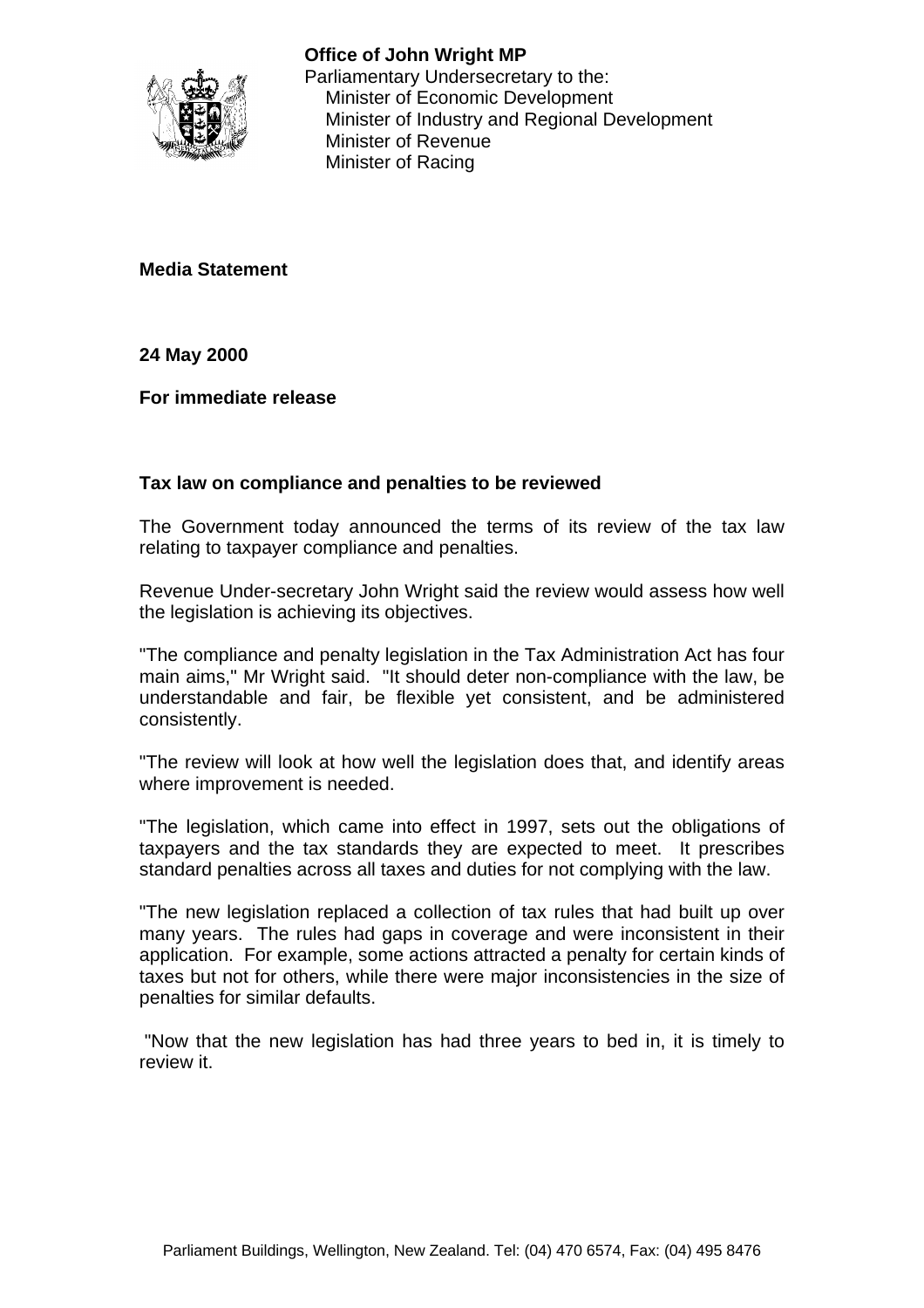**Office of John Wright MP**
Parliamentary Undersecretary to the:
Minister of Economic Development
Minister of Industry and Regional Development
Minister of Revenue
Minister of Racing

**Media Statement**

**24 May 2000**

**For immediate release**

**Tax law on compliance and penalties to be reviewed**

The Government today announced the terms of its review of the tax law relating to taxpayer compliance and penalties.

Revenue Under-secretary John Wright said the review would assess how well the legislation is achieving its objectives.

"The compliance and penalty legislation in the Tax Administration Act has four main aims," Mr Wright said. "It should deter non-compliance with the law, be understandable and fair, be flexible yet consistent, and be administered consistently.

"The review will look at how well the legislation does that, and identify areas where improvement is needed.

"The legislation, which came into effect in 1997, sets out the obligations of taxpayers and the tax standards they are expected to meet. It prescribes standard penalties across all taxes and duties for not complying with the law.

"The new legislation replaced a collection of tax rules that had built up over many years. The rules had gaps in coverage and were inconsistent in their application. For example, some actions attracted a penalty for certain kinds of taxes but not for others, while there were major inconsistencies in the size of penalties for similar defaults.

"Now that the new legislation has had three years to bed in, it is timely to review it.

Parliament Buildings, Wellington, New Zealand. Tel: (04) 470 6574, Fax: (04) 495 8476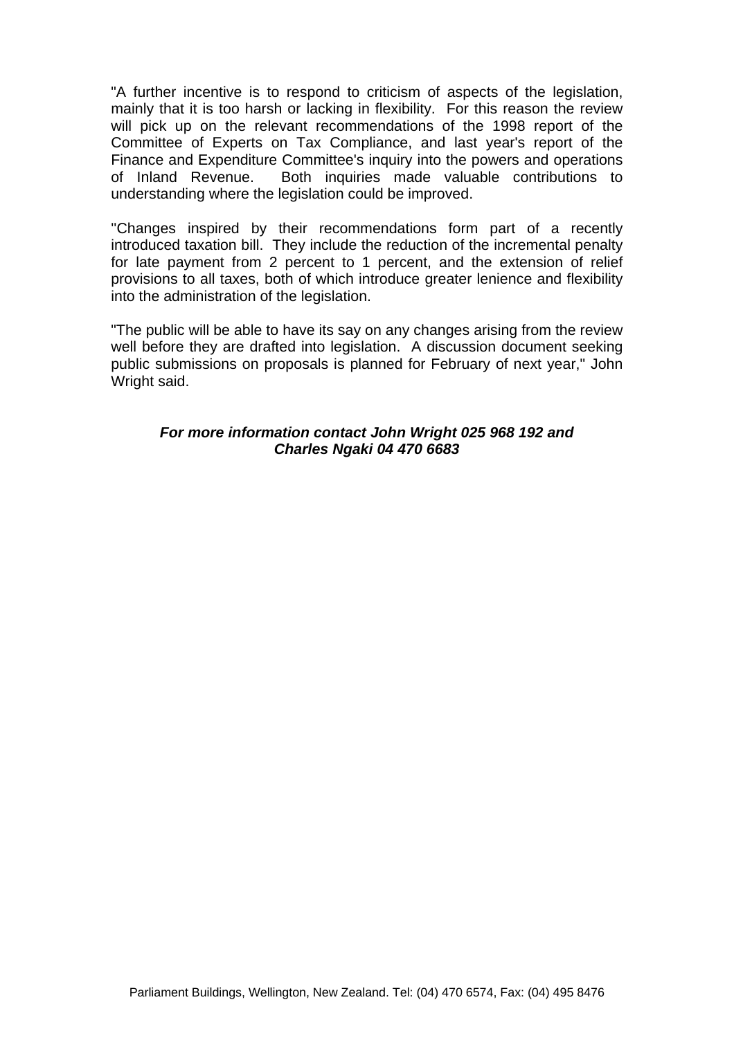"A further incentive is to respond to criticism of aspects of the legislation, mainly that it is too harsh or lacking in flexibility. For this reason the review will pick up on the relevant recommendations of the 1998 report of the Committee of Experts on Tax Compliance, and last year's report of the Finance and Expenditure Committee's inquiry into the powers and operations of Inland Revenue. Both inquiries made valuable contributions to understanding where the legislation could be improved.

"Changes inspired by their recommendations form part of a recently introduced taxation bill. They include the reduction of the incremental penalty for late payment from 2 percent to 1 percent, and the extension of relief provisions to all taxes, both of which introduce greater lenience and flexibility into the administration of the legislation.

"The public will be able to have its say on any changes arising from the review well before they are drafted into legislation. A discussion document seeking public submissions on proposals is planned for February of next year," John Wright said.

***For more information contact John Wright 025 968 192 and Charles Ngaki 04 470 6683***

Parliament Buildings, Wellington, New Zealand. Tel: (04) 470 6574, Fax: (04) 495 8476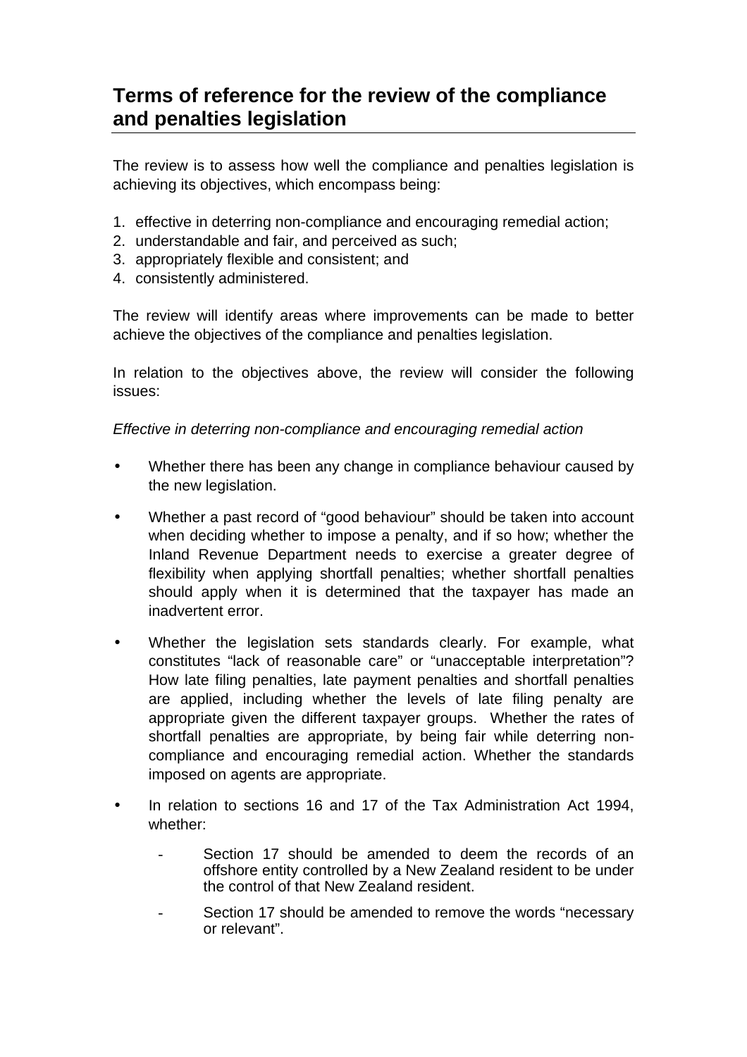# Terms of reference for the review of the compliance and penalties legislation

The review is to assess how well the compliance and penalties legislation is achieving its objectives, which encompass being:

1. effective in deterring non-compliance and encouraging remedial action;
2. understandable and fair, and perceived as such;
3. appropriately flexible and consistent; and
4. consistently administered.

The review will identify areas where improvements can be made to better achieve the objectives of the compliance and penalties legislation.

In relation to the objectives above, the review will consider the following issues:

*Effective in deterring non-compliance and encouraging remedial action*

- Whether there has been any change in compliance behaviour caused by the new legislation.
- Whether a past record of "good behaviour" should be taken into account when deciding whether to impose a penalty, and if so how; whether the Inland Revenue Department needs to exercise a greater degree of flexibility when applying shortfall penalties; whether shortfall penalties should apply when it is determined that the taxpayer has made an inadvertent error.
- Whether the legislation sets standards clearly. For example, what constitutes "lack of reasonable care" or "unacceptable interpretation"? How late filing penalties, late payment penalties and shortfall penalties are applied, including whether the levels of late filing penalty are appropriate given the different taxpayer groups. Whether the rates of shortfall penalties are appropriate, by being fair while deterring non-compliance and encouraging remedial action. Whether the standards imposed on agents are appropriate.
- In relation to sections 16 and 17 of the Tax Administration Act 1994, whether:
  - Section 17 should be amended to deem the records of an offshore entity controlled by a New Zealand resident to be under the control of that New Zealand resident.
  - Section 17 should be amended to remove the words "necessary or relevant".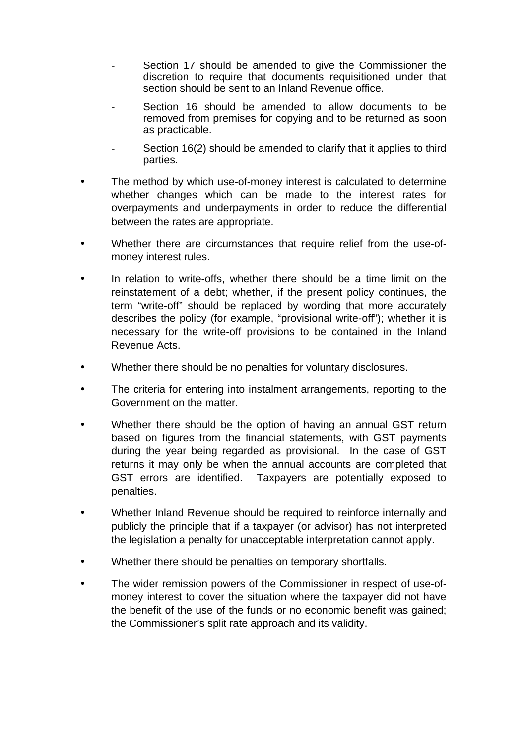- Section 17 should be amended to give the Commissioner the discretion to require that documents requisitioned under that section should be sent to an Inland Revenue office.
  - Section 16 should be amended to allow documents to be removed from premises for copying and to be returned as soon as practicable.
  - Section 16(2) should be amended to clarify that it applies to third parties.

- The method by which use-of-money interest is calculated to determine whether changes which can be made to the interest rates for overpayments and underpayments in order to reduce the differential between the rates are appropriate.
- Whether there are circumstances that require relief from the use-of-money interest rules.
- In relation to write-offs, whether there should be a time limit on the reinstatement of a debt; whether, if the present policy continues, the term "write-off" should be replaced by wording that more accurately describes the policy (for example, "provisional write-off"); whether it is necessary for the write-off provisions to be contained in the Inland Revenue Acts.
- Whether there should be no penalties for voluntary disclosures.
- The criteria for entering into instalment arrangements, reporting to the Government on the matter.
- Whether there should be the option of having an annual GST return based on figures from the financial statements, with GST payments during the year being regarded as provisional. In the case of GST returns it may only be when the annual accounts are completed that GST errors are identified. Taxpayers are potentially exposed to penalties.
- Whether Inland Revenue should be required to reinforce internally and publicly the principle that if a taxpayer (or advisor) has not interpreted the legislation a penalty for unacceptable interpretation cannot apply.
- Whether there should be penalties on temporary shortfalls.
- The wider remission powers of the Commissioner in respect of use-of-money interest to cover the situation where the taxpayer did not have the benefit of the use of the funds or no economic benefit was gained; the Commissioner's split rate approach and its validity.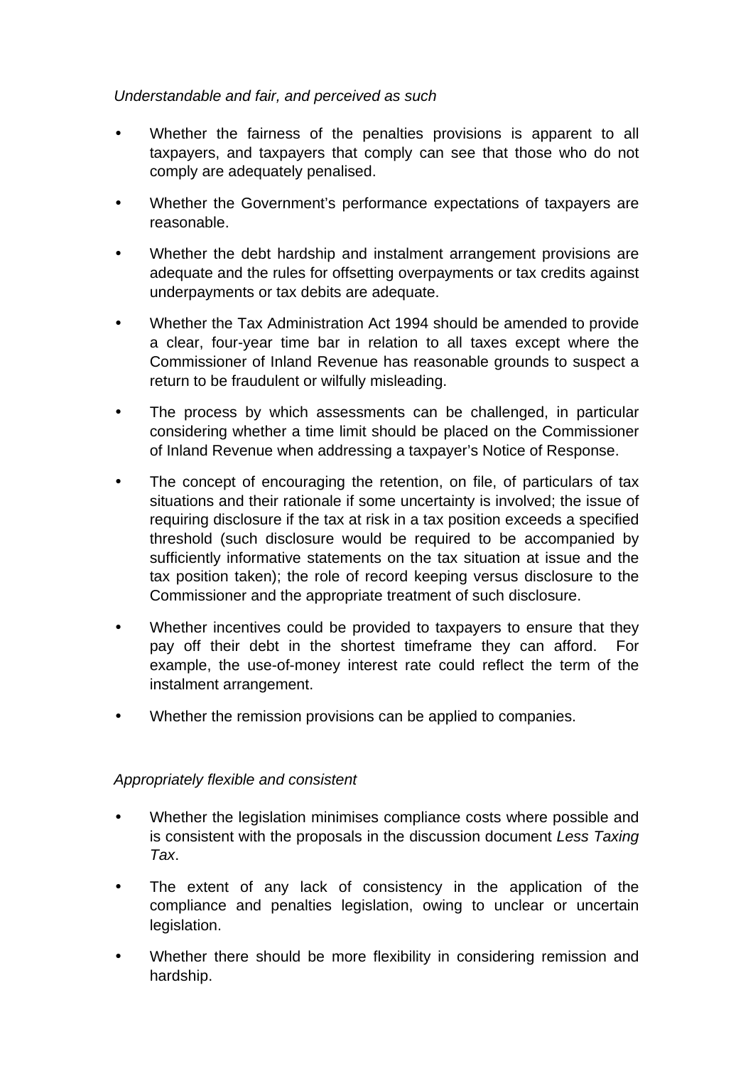*Understandable and fair, and perceived as such*

- Whether the fairness of the penalties provisions is apparent to all taxpayers, and taxpayers that comply can see that those who do not comply are adequately penalised.
- Whether the Government's performance expectations of taxpayers are reasonable.
- Whether the debt hardship and instalment arrangement provisions are adequate and the rules for offsetting overpayments or tax credits against underpayments or tax debits are adequate.
- Whether the Tax Administration Act 1994 should be amended to provide a clear, four-year time bar in relation to all taxes except where the Commissioner of Inland Revenue has reasonable grounds to suspect a return to be fraudulent or wilfully misleading.
- The process by which assessments can be challenged, in particular considering whether a time limit should be placed on the Commissioner of Inland Revenue when addressing a taxpayer's Notice of Response.
- The concept of encouraging the retention, on file, of particulars of tax situations and their rationale if some uncertainty is involved; the issue of requiring disclosure if the tax at risk in a tax position exceeds a specified threshold (such disclosure would be required to be accompanied by sufficiently informative statements on the tax situation at issue and the tax position taken); the role of record keeping versus disclosure to the Commissioner and the appropriate treatment of such disclosure.
- Whether incentives could be provided to taxpayers to ensure that they pay off their debt in the shortest timeframe they can afford. For example, the use-of-money interest rate could reflect the term of the instalment arrangement.
- Whether the remission provisions can be applied to companies.

*Appropriately flexible and consistent*

- Whether the legislation minimises compliance costs where possible and is consistent with the proposals in the discussion document *Less Taxing Tax*.
- The extent of any lack of consistency in the application of the compliance and penalties legislation, owing to unclear or uncertain legislation.
- Whether there should be more flexibility in considering remission and hardship.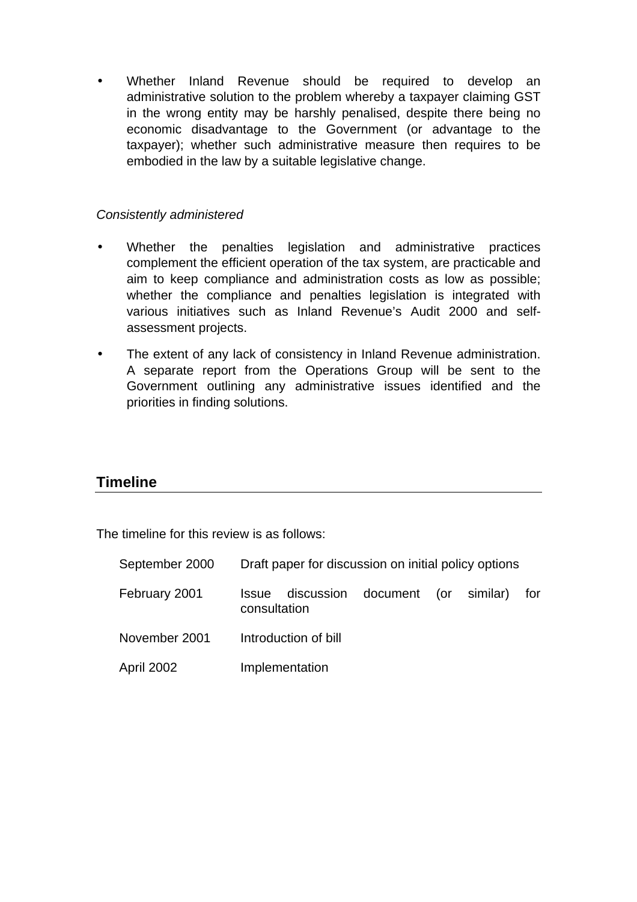- Whether Inland Revenue should be required to develop an administrative solution to the problem whereby a taxpayer claiming GST in the wrong entity may be harshly penalised, despite there being no economic disadvantage to the Government (or advantage to the taxpayer); whether such administrative measure then requires to be embodied in the law by a suitable legislative change.

*Consistently administered*

- Whether the penalties legislation and administrative practices complement the efficient operation of the tax system, are practicable and aim to keep compliance and administration costs as low as possible; whether the compliance and penalties legislation is integrated with various initiatives such as Inland Revenue's Audit 2000 and self-assessment projects.
- The extent of any lack of consistency in Inland Revenue administration. A separate report from the Operations Group will be sent to the Government outlining any administrative issues identified and the priorities in finding solutions.

## Timeline

The timeline for this review is as follows:

| | |
|---|---|
| September 2000 | Draft paper for discussion on initial policy options |
| February 2001 | Issue discussion document (or similar) for consultation |
| November 2001 | Introduction of bill |
| April 2002 | Implementation |